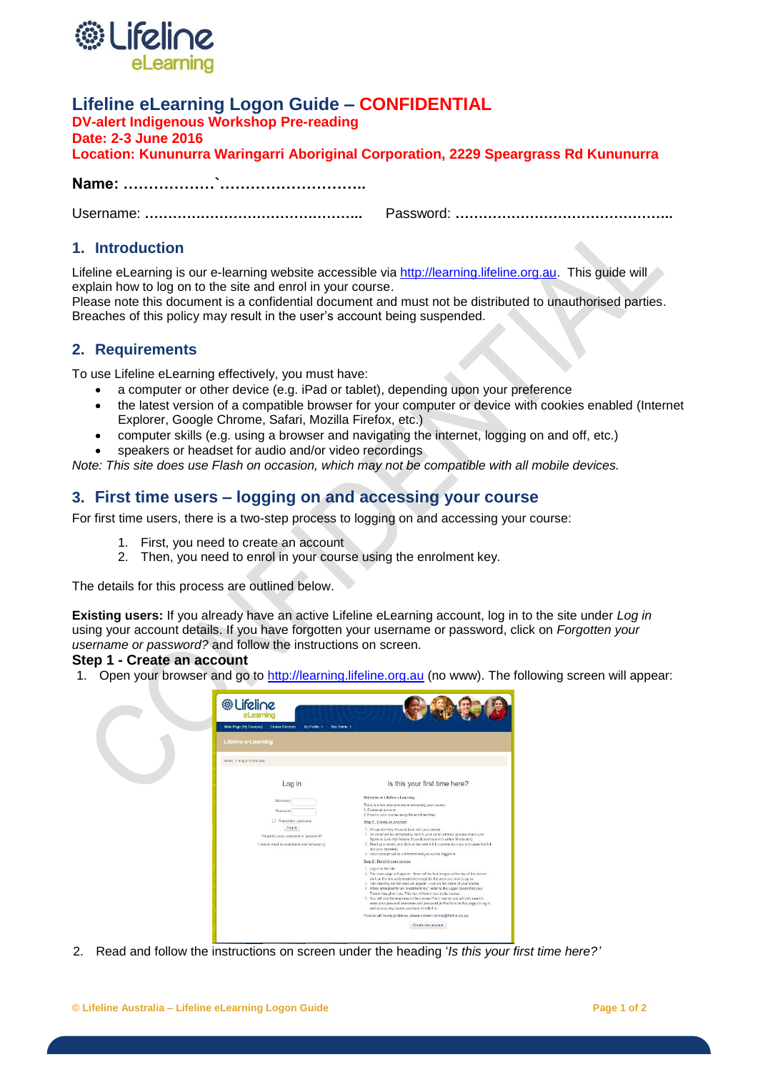# Lifeline eLearning Logon Guide – CONFIDENTIAL

**DV-alert Indigenous Workshop Pre-reading**
**Date: 2-3 June 2016**
**Location: Kununurra Waringarri Aboriginal Corporation, 2229 Speargrass Rd Kununurra**

**Name: ………………`………………………..**

Username: ……………………………………….. Password: ………………………………………..

## 1. Introduction

Lifeline eLearning is our e-learning website accessible via http://learning.lifeline.org.au. This guide will explain how to log on to the site and enrol in your course.
Please note this document is a confidential document and must not be distributed to unauthorised parties. Breaches of this policy may result in the user's account being suspended.

## 2. Requirements

To use Lifeline eLearning effectively, you must have:

- a computer or other device (e.g. iPad or tablet), depending upon your preference
- the latest version of a compatible browser for your computer or device with cookies enabled (Internet Explorer, Google Chrome, Safari, Mozilla Firefox, etc.)
- computer skills (e.g. using a browser and navigating the internet, logging on and off, etc.)
- speakers or headset for audio and/or video recordings

*Note: This site does use Flash on occasion, which may not be compatible with all mobile devices.*

## 3. First time users – logging on and accessing your course

For first time users, there is a two-step process to logging on and accessing your course:

1. First, you need to create an account
2. Then, you need to enrol in your course using the enrolment key.

The details for this process are outlined below.

**Existing users:** If you already have an active Lifeline eLearning account, log in to the site under *Log in* using your account details. If you have forgotten your username or password, click on *Forgotten your username or password?* and follow the instructions on screen.

### Step 1 - Create an account

1. Open your browser and go to http://learning.lifeline.org.au (no www). The following screen will appear:

2. Read and follow the instructions on screen under the heading '*Is this your first time here?'*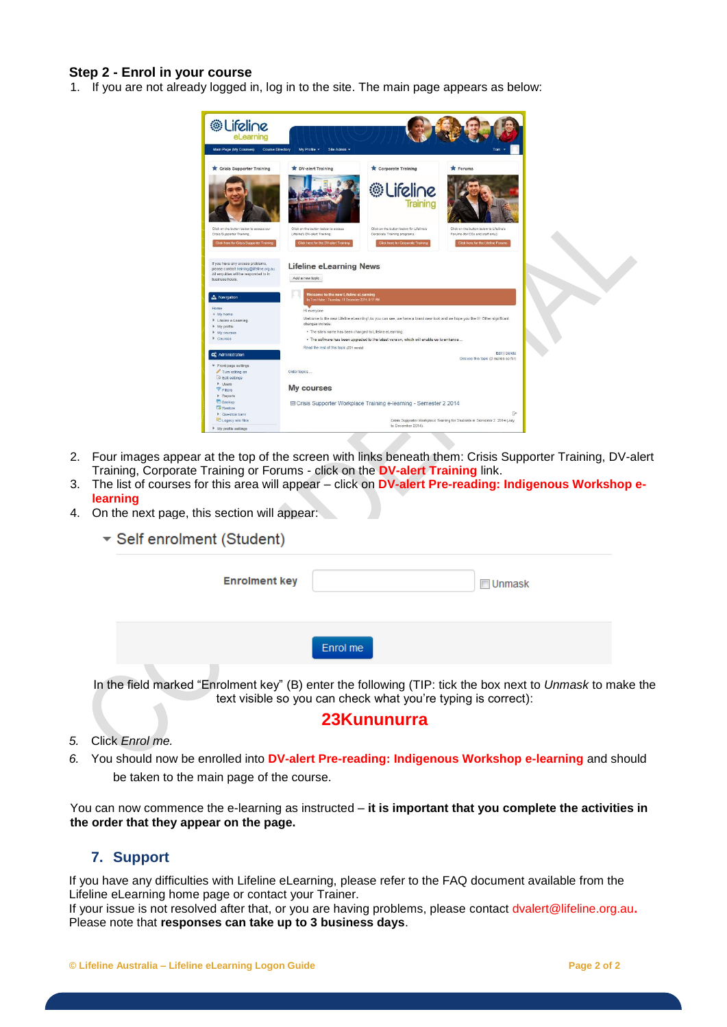**Step 2 - Enrol in your course**

1. If you are not already logged in, log in to the site. The main page appears as below:

2. Four images appear at the top of the screen with links beneath them: Crisis Supporter Training, DV-alert Training, Corporate Training or Forums - click on the **DV-alert Training** link.
3. The list of courses for this area will appear – click on **DV-alert Pre-reading: Indigenous Workshop e-learning**
4. On the next page, this section will appear:

Self enrolment (Student)

Enrolment key | Unmask

Enrol me

In the field marked "Enrolment key" (B) enter the following (TIP: tick the box next to *Unmask* to make the text visible so you can check what you're typing is correct):

**23Kununurra**

5. Click *Enrol me.*
6. You should now be enrolled into **DV-alert Pre-reading: Indigenous Workshop e-learning** and should be taken to the main page of the course.

You can now commence the e-learning as instructed – **it is important that you complete the activities in the order that they appear on the page.**

## 7. Support

If you have any difficulties with Lifeline eLearning, please refer to the FAQ document available from the Lifeline eLearning home page or contact your Trainer.
If your issue is not resolved after that, or you are having problems, please contact dvalert@lifeline.org.au**.**
Please note that **responses can take up to 3 business days**.

© Lifeline Australia – Lifeline eLearning Logon Guide